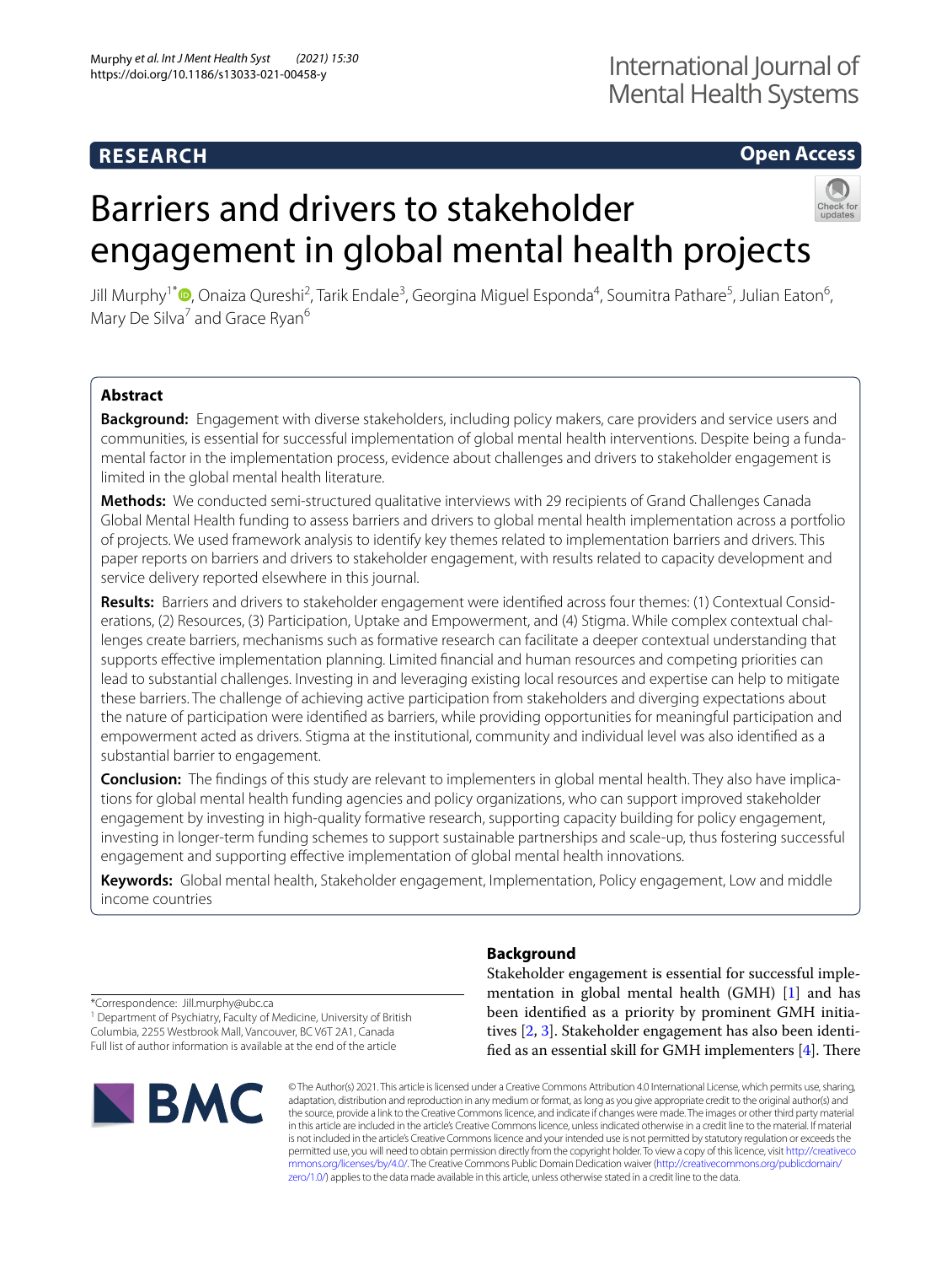**RESEARCH** **Open Access**

# Barriers and drivers to stakeholder engagement in global mental health projects

Jill Murphy[1*], Onaiza Qureshi[2], Tarik Endale[3], Georgina Miguel Esponda[4], Soumitra Pathare[5], Julian Eaton[6], Mary De Silva[7] and Grace Ryan[6]

## Abstract

**Background:** Engagement with diverse stakeholders, including policy makers, care providers and service users and communities, is essential for successful implementation of global mental health interventions. Despite being a fundamental factor in the implementation process, evidence about challenges and drivers to stakeholder engagement is limited in the global mental health literature.

**Methods:** We conducted semi-structured qualitative interviews with 29 recipients of Grand Challenges Canada Global Mental Health funding to assess barriers and drivers to global mental health implementation across a portfolio of projects. We used framework analysis to identify key themes related to implementation barriers and drivers. This paper reports on barriers and drivers to stakeholder engagement, with results related to capacity development and service delivery reported elsewhere in this journal.

**Results:** Barriers and drivers to stakeholder engagement were identified across four themes: (1) Contextual Considerations, (2) Resources, (3) Participation, Uptake and Empowerment, and (4) Stigma. While complex contextual challenges create barriers, mechanisms such as formative research can facilitate a deeper contextual understanding that supports effective implementation planning. Limited financial and human resources and competing priorities can lead to substantial challenges. Investing in and leveraging existing local resources and expertise can help to mitigate these barriers. The challenge of achieving active participation from stakeholders and diverging expectations about the nature of participation were identified as barriers, while providing opportunities for meaningful participation and empowerment acted as drivers. Stigma at the institutional, community and individual level was also identified as a substantial barrier to engagement.

**Conclusion:** The findings of this study are relevant to implementers in global mental health. They also have implications for global mental health funding agencies and policy organizations, who can support improved stakeholder engagement by investing in high-quality formative research, supporting capacity building for policy engagement, investing in longer-term funding schemes to support sustainable partnerships and scale-up, thus fostering successful engagement and supporting effective implementation of global mental health innovations.

**Keywords:** Global mental health, Stakeholder engagement, Implementation, Policy engagement, Low and middle income countries

## Background

Stakeholder engagement is essential for successful implementation in global mental health (GMH) [1] and has been identified as a priority by prominent GMH initiatives [2, 3]. Stakeholder engagement has also been identified as an essential skill for GMH implementers [4]. There

*Correspondence: Jill.murphy@ubc.ca
[1] Department of Psychiatry, Faculty of Medicine, University of British Columbia, 2255 Wesbrook Mall, Vancouver, BC V6T 2A1, Canada
Full list of author information is available at the end of the article

© The Author(s) 2021. This article is licensed under a Creative Commons Attribution 4.0 International License, which permits use, sharing, adaptation, distribution and reproduction in any medium or format, as long as you give appropriate credit to the original author(s) and the source, provide a link to the Creative Commons licence, and indicate if changes were made. The images or other third party material in this article are included in the article's Creative Commons licence, unless indicated otherwise in a credit line to the material. If material is not included in the article's Creative Commons licence and your intended use is not permitted by statutory regulation or exceeds the permitted use, you will need to obtain permission directly from the copyright holder. To view a copy of this licence, visit http://creativecommons.org/licenses/by/4.0/. The Creative Commons Public Domain Dedication waiver (http://creativecommons.org/publicdomain/zero/1.0/) applies to the data made available in this article, unless otherwise stated in a credit line to the data.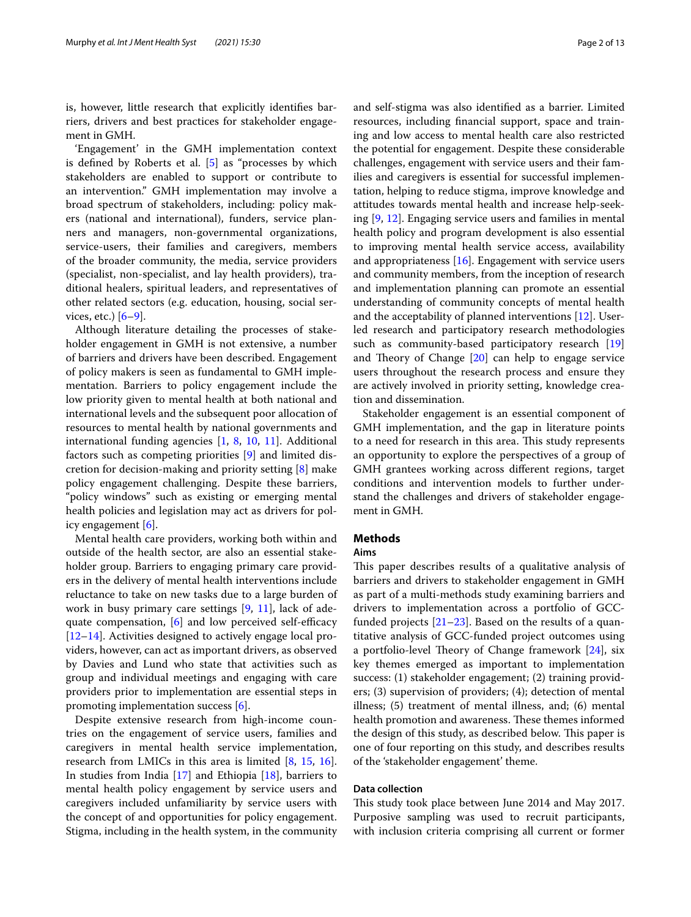is, however, little research that explicitly identifies barriers, drivers and best practices for stakeholder engagement in GMH.

'Engagement' in the GMH implementation context is defined by Roberts et al. [5] as "processes by which stakeholders are enabled to support or contribute to an intervention." GMH implementation may involve a broad spectrum of stakeholders, including: policy makers (national and international), funders, service planners and managers, non-governmental organizations, service-users, their families and caregivers, members of the broader community, the media, service providers (specialist, non-specialist, and lay health providers), traditional healers, spiritual leaders, and representatives of other related sectors (e.g. education, housing, social services, etc.) [6–9].

Although literature detailing the processes of stakeholder engagement in GMH is not extensive, a number of barriers and drivers have been described. Engagement of policy makers is seen as fundamental to GMH implementation. Barriers to policy engagement include the low priority given to mental health at both national and international levels and the subsequent poor allocation of resources to mental health by national governments and international funding agencies [1, 8, 10, 11]. Additional factors such as competing priorities [9] and limited discretion for decision-making and priority setting [8] make policy engagement challenging. Despite these barriers, "policy windows" such as existing or emerging mental health policies and legislation may act as drivers for policy engagement [6].

Mental health care providers, working both within and outside of the health sector, are also an essential stakeholder group. Barriers to engaging primary care providers in the delivery of mental health interventions include reluctance to take on new tasks due to a large burden of work in busy primary care settings [9, 11], lack of adequate compensation, [6] and low perceived self-efficacy [12–14]. Activities designed to actively engage local providers, however, can act as important drivers, as observed by Davies and Lund who state that activities such as group and individual meetings and engaging with care providers prior to implementation are essential steps in promoting implementation success [6].

Despite extensive research from high-income countries on the engagement of service users, families and caregivers in mental health service implementation, research from LMICs in this area is limited [8, 15, 16]. In studies from India [17] and Ethiopia [18], barriers to mental health policy engagement by service users and caregivers included unfamiliarity by service users with the concept of and opportunities for policy engagement. Stigma, including in the health system, in the community and self-stigma was also identified as a barrier. Limited resources, including financial support, space and training and low access to mental health care also restricted the potential for engagement. Despite these considerable challenges, engagement with service users and their families and caregivers is essential for successful implementation, helping to reduce stigma, improve knowledge and attitudes towards mental health and increase help-seeking [9, 12]. Engaging service users and families in mental health policy and program development is also essential to improving mental health service access, availability and appropriateness [16]. Engagement with service users and community members, from the inception of research and implementation planning can promote an essential understanding of community concepts of mental health and the acceptability of planned interventions [12]. User-led research and participatory research methodologies such as community-based participatory research [19] and Theory of Change [20] can help to engage service users throughout the research process and ensure they are actively involved in priority setting, knowledge creation and dissemination.

Stakeholder engagement is an essential component of GMH implementation, and the gap in literature points to a need for research in this area. This study represents an opportunity to explore the perspectives of a group of GMH grantees working across different regions, target conditions and intervention models to further understand the challenges and drivers of stakeholder engagement in GMH.

## Methods

### Aims

This paper describes results of a qualitative analysis of barriers and drivers to stakeholder engagement in GMH as part of a multi-methods study examining barriers and drivers to implementation across a portfolio of GCC-funded projects [21–23]. Based on the results of a quantitative analysis of GCC-funded project outcomes using a portfolio-level Theory of Change framework [24], six key themes emerged as important to implementation success: (1) stakeholder engagement; (2) training providers; (3) supervision of providers; (4); detection of mental illness; (5) treatment of mental illness, and; (6) mental health promotion and awareness. These themes informed the design of this study, as described below. This paper is one of four reporting on this study, and describes results of the 'stakeholder engagement' theme.

### Data collection

This study took place between June 2014 and May 2017. Purposive sampling was used to recruit participants, with inclusion criteria comprising all current or former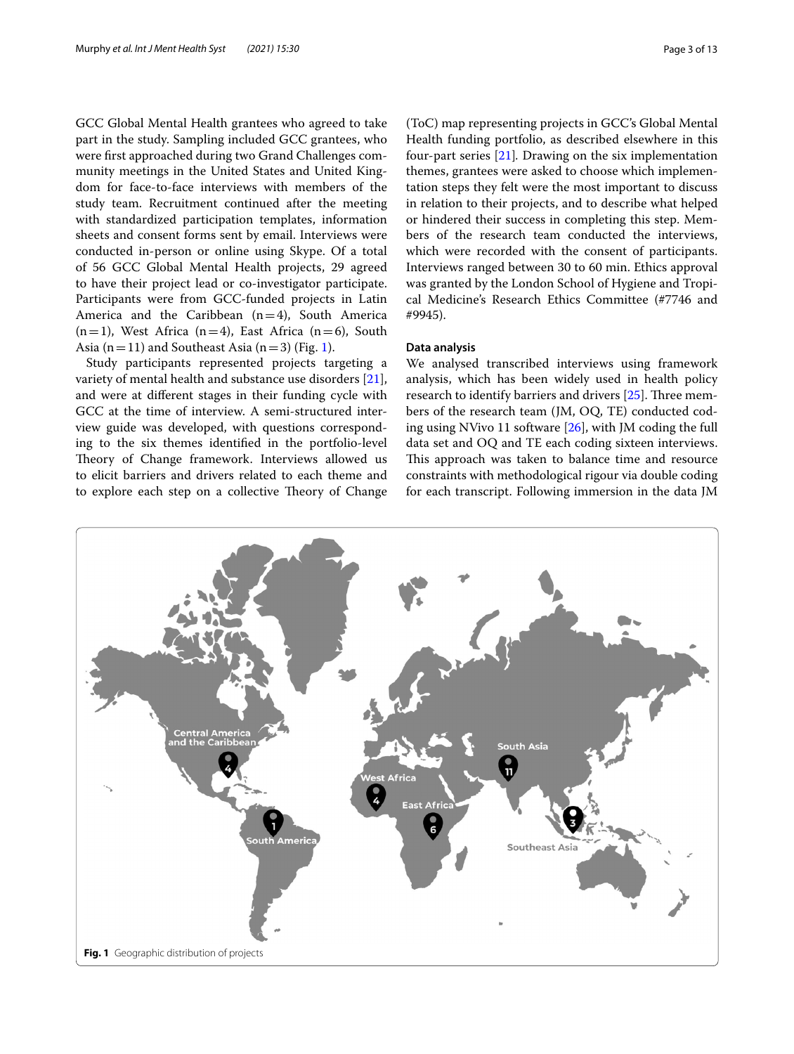GCC Global Mental Health grantees who agreed to take part in the study. Sampling included GCC grantees, who were first approached during two Grand Challenges community meetings in the United States and United Kingdom for face-to-face interviews with members of the study team. Recruitment continued after the meeting with standardized participation templates, information sheets and consent forms sent by email. Interviews were conducted in-person or online using Skype. Of a total of 56 GCC Global Mental Health projects, 29 agreed to have their project lead or co-investigator participate. Participants were from GCC-funded projects in Latin America and the Caribbean (n = 4), South America (n = 1), West Africa (n = 4), East Africa (n = 6), South Asia (n = 11) and Southeast Asia (n = 3) (Fig. 1).

Study participants represented projects targeting a variety of mental health and substance use disorders [21], and were at different stages in their funding cycle with GCC at the time of interview. A semi-structured interview guide was developed, with questions corresponding to the six themes identified in the portfolio-level Theory of Change framework. Interviews allowed us to elicit barriers and drivers related to each theme and to explore each step on a collective Theory of Change (ToC) map representing projects in GCC's Global Mental Health funding portfolio, as described elsewhere in this four-part series [21]. Drawing on the six implementation themes, grantees were asked to choose which implementation steps they felt were the most important to discuss in relation to their projects, and to describe what helped or hindered their success in completing this step. Members of the research team conducted the interviews, which were recorded with the consent of participants. Interviews ranged between 30 to 60 min. Ethics approval was granted by the London School of Hygiene and Tropical Medicine's Research Ethics Committee (#7746 and #9945).

#### Data analysis

We analysed transcribed interviews using framework analysis, which has been widely used in health policy research to identify barriers and drivers [25]. Three members of the research team (JM, OQ, TE) conducted coding using NVivo 11 software [26], with JM coding the full data set and OQ and TE each coding sixteen interviews. This approach was taken to balance time and resource constraints with methodological rigour via double coding for each transcript. Following immersion in the data JM

**Fig. 1** Geographic distribution of projects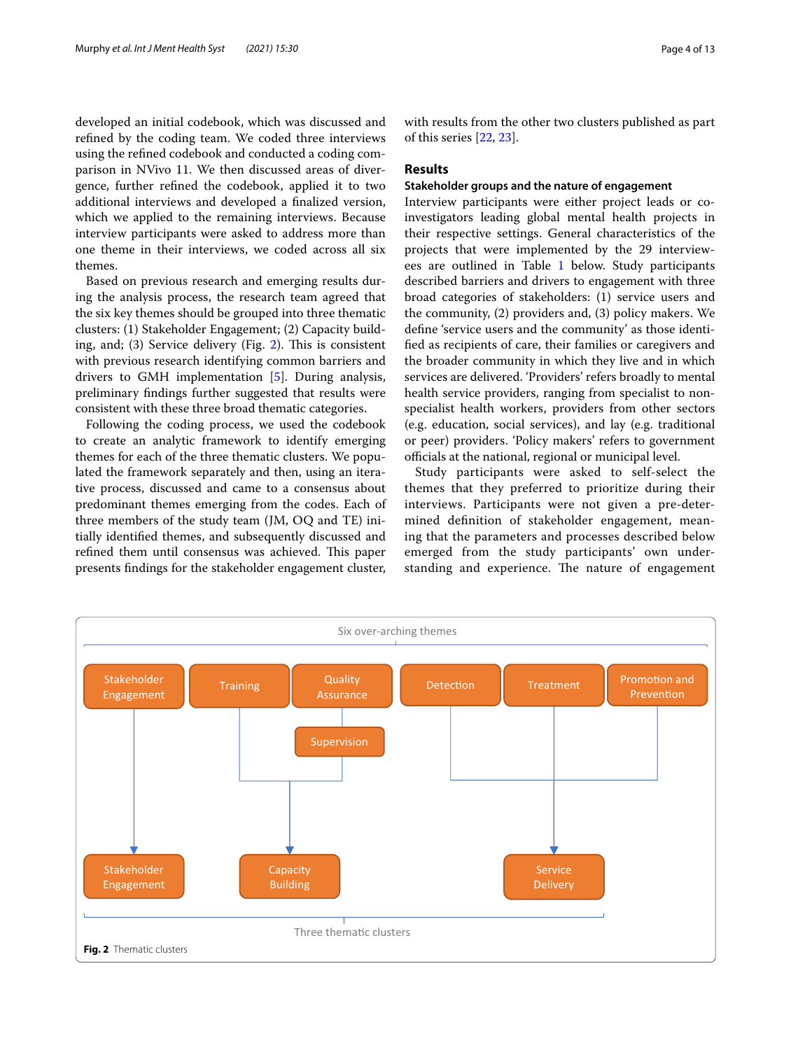developed an initial codebook, which was discussed and refined by the coding team. We coded three interviews using the refined codebook and conducted a coding comparison in NVivo 11. We then discussed areas of divergence, further refined the codebook, applied it to two additional interviews and developed a finalized version, which we applied to the remaining interviews. Because interview participants were asked to address more than one theme in their interviews, we coded across all six themes.

Based on previous research and emerging results during the analysis process, the research team agreed that the six key themes should be grouped into three thematic clusters: (1) Stakeholder Engagement; (2) Capacity building, and; (3) Service delivery (Fig. 2). This is consistent with previous research identifying common barriers and drivers to GMH implementation [5]. During analysis, preliminary findings further suggested that results were consistent with these three broad thematic categories.

Following the coding process, we used the codebook to create an analytic framework to identify emerging themes for each of the three thematic clusters. We populated the framework separately and then, using an iterative process, discussed and came to a consensus about predominant themes emerging from the codes. Each of three members of the study team (JM, OQ and TE) initially identified themes, and subsequently discussed and refined them until consensus was achieved. This paper presents findings for the stakeholder engagement cluster, with results from the other two clusters published as part of this series [22, 23].

## Results

### Stakeholder groups and the nature of engagement

Interview participants were either project leads or co-investigators leading global mental health projects in their respective settings. General characteristics of the projects that were implemented by the 29 interviewees are outlined in Table 1 below. Study participants described barriers and drivers to engagement with three broad categories of stakeholders: (1) service users and the community, (2) providers and, (3) policy makers. We define 'service users and the community' as those identified as recipients of care, their families or caregivers and the broader community in which they live and in which services are delivered. 'Providers' refers broadly to mental health service providers, ranging from specialist to non-specialist health workers, providers from other sectors (e.g. education, social services), and lay (e.g. traditional or peer) providers. 'Policy makers' refers to government officials at the national, regional or municipal level.

Study participants were asked to self-select the themes that they preferred to prioritize during their interviews. Participants were not given a pre-determined definition of stakeholder engagement, meaning that the parameters and processes described below emerged from the study participants' own understanding and experience. The nature of engagement

Six over-arching themes: Stakeholder Engagement; Training; Quality Assurance; Supervision; Detection; Treatment; Promotion and Prevention

Three thematic clusters: Stakeholder Engagement; Capacity Building; Service Delivery

**Fig. 2** Thematic clusters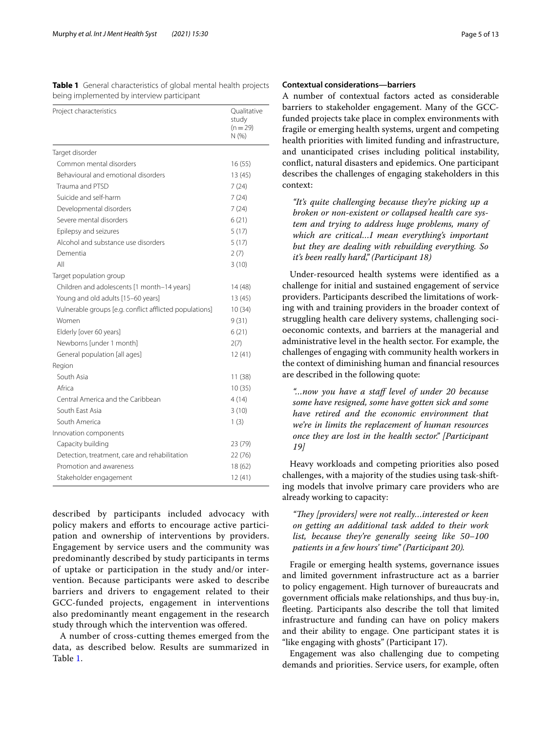**Table 1** General characteristics of global mental health projects being implemented by interview participant

| Project characteristics | Qualitative study (n = 29) N (%) |
|---|---|
| Target disorder | |
| Common mental disorders | 16 (55) |
| Behavioural and emotional disorders | 13 (45) |
| Trauma and PTSD | 7 (24) |
| Suicide and self-harm | 7 (24) |
| Developmental disorders | 7 (24) |
| Severe mental disorders | 6 (21) |
| Epilepsy and seizures | 5 (17) |
| Alcohol and substance use disorders | 5 (17) |
| Dementia | 2 (7) |
| All | 3 (10) |
| Target population group | |
| Children and adolescents [1 month–14 years] | 14 (48) |
| Young and old adults [15–60 years] | 13 (45) |
| Vulnerable groups [e.g. conflict afflicted populations] | 10 (34) |
| Women | 9 (31) |
| Elderly [over 60 years] | 6 (21) |
| Newborns [under 1 month] | 2(7) |
| General population [all ages] | 12 (41) |
| Region | |
| South Asia | 11 (38) |
| Africa | 10 (35) |
| Central America and the Caribbean | 4 (14) |
| South East Asia | 3 (10) |
| South America | 1 (3) |
| Innovation components | |
| Capacity building | 23 (79) |
| Detection, treatment, care and rehabilitation | 22 (76) |
| Promotion and awareness | 18 (62) |
| Stakeholder engagement | 12 (41) |

described by participants included advocacy with policy makers and efforts to encourage active participation and ownership of interventions by providers. Engagement by service users and the community was predominantly described by study participants in terms of uptake or participation in the study and/or intervention. Because participants were asked to describe barriers and drivers to engagement related to their GCC-funded projects, engagement in interventions also predominantly meant engagement in the research study through which the intervention was offered.

A number of cross-cutting themes emerged from the data, as described below. Results are summarized in Table 1.

#### Contextual considerations—barriers

A number of contextual factors acted as considerable barriers to stakeholder engagement. Many of the GCC-funded projects take place in complex environments with fragile or emerging health systems, urgent and competing health priorities with limited funding and infrastructure, and unanticipated crises including political instability, conflict, natural disasters and epidemics. One participant describes the challenges of engaging stakeholders in this context:

> *"It's quite challenging because they're picking up a broken or non-existent or collapsed health care system and trying to address huge problems, many of which are critical…I mean everything's important but they are dealing with rebuilding everything. So it's been really hard," (Participant 18)*

Under-resourced health systems were identified as a challenge for initial and sustained engagement of service providers. Participants described the limitations of working with and training providers in the broader context of struggling health care delivery systems, challenging socioeconomic contexts, and barriers at the managerial and administrative level in the health sector. For example, the challenges of engaging with community health workers in the context of diminishing human and financial resources are described in the following quote:

> *"…now you have a staff level of under 20 because some have resigned, some have gotten sick and some have retired and the economic environment that we're in limits the replacement of human resources once they are lost in the health sector." [Participant 19]*

Heavy workloads and competing priorities also posed challenges, with a majority of the studies using task-shifting models that involve primary care providers who are already working to capacity:

> *"They [providers] were not really…interested or keen on getting an additional task added to their work list, because they're generally seeing like 50–100 patients in a few hours' time" (Participant 20).*

Fragile or emerging health systems, governance issues and limited government infrastructure act as a barrier to policy engagement. High turnover of bureaucrats and government officials make relationships, and thus buy-in, fleeting. Participants also describe the toll that limited infrastructure and funding can have on policy makers and their ability to engage. One participant states it is "like engaging with ghosts" (Participant 17).

Engagement was also challenging due to competing demands and priorities. Service users, for example, often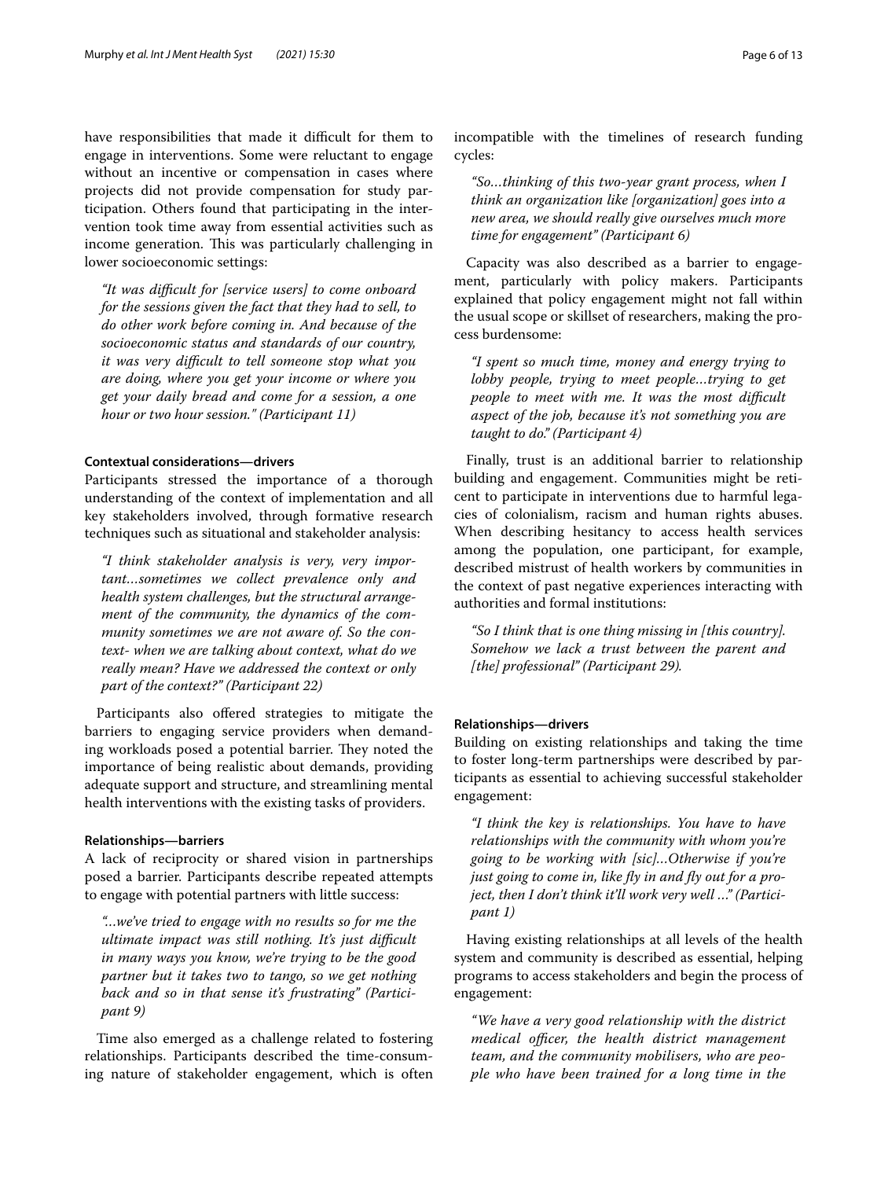have responsibilities that made it difficult for them to engage in interventions. Some were reluctant to engage without an incentive or compensation in cases where projects did not provide compensation for study participation. Others found that participating in the intervention took time away from essential activities such as income generation. This was particularly challenging in lower socioeconomic settings:

> *"It was difficult for [service users] to come onboard for the sessions given the fact that they had to sell, to do other work before coming in. And because of the socioeconomic status and standards of our country, it was very difficult to tell someone stop what you are doing, where you get your income or where you get your daily bread and come for a session, a one hour or two hour session." (Participant 11)*

#### Contextual considerations—drivers

Participants stressed the importance of a thorough understanding of the context of implementation and all key stakeholders involved, through formative research techniques such as situational and stakeholder analysis:

> *"I think stakeholder analysis is very, very important…sometimes we collect prevalence only and health system challenges, but the structural arrangement of the community, the dynamics of the community sometimes we are not aware of. So the context- when we are talking about context, what do we really mean? Have we addressed the context or only part of the context?" (Participant 22)*

Participants also offered strategies to mitigate the barriers to engaging service providers when demanding workloads posed a potential barrier. They noted the importance of being realistic about demands, providing adequate support and structure, and streamlining mental health interventions with the existing tasks of providers.

#### Relationships—barriers

A lack of reciprocity or shared vision in partnerships posed a barrier. Participants describe repeated attempts to engage with potential partners with little success:

> *"…we've tried to engage with no results so for me the ultimate impact was still nothing. It's just difficult in many ways you know, we're trying to be the good partner but it takes two to tango, so we get nothing back and so in that sense it's frustrating" (Participant 9)*

Time also emerged as a challenge related to fostering relationships. Participants described the time-consuming nature of stakeholder engagement, which is often incompatible with the timelines of research funding cycles:

> *"So…thinking of this two-year grant process, when I think an organization like [organization] goes into a new area, we should really give ourselves much more time for engagement" (Participant 6)*

Capacity was also described as a barrier to engagement, particularly with policy makers. Participants explained that policy engagement might not fall within the usual scope or skillset of researchers, making the process burdensome:

> *"I spent so much time, money and energy trying to lobby people, trying to meet people…trying to get people to meet with me. It was the most difficult aspect of the job, because it's not something you are taught to do." (Participant 4)*

Finally, trust is an additional barrier to relationship building and engagement. Communities might be reticent to participate in interventions due to harmful legacies of colonialism, racism and human rights abuses. When describing hesitancy to access health services among the population, one participant, for example, described mistrust of health workers by communities in the context of past negative experiences interacting with authorities and formal institutions:

> *"So I think that is one thing missing in [this country]. Somehow we lack a trust between the parent and [the] professional" (Participant 29).*

#### Relationships—drivers

Building on existing relationships and taking the time to foster long-term partnerships were described by participants as essential to achieving successful stakeholder engagement:

> *"I think the key is relationships. You have to have relationships with the community with whom you're going to be working with [sic]…Otherwise if you're just going to come in, like fly in and fly out for a project, then I don't think it'll work very well …" (Participant 1)*

Having existing relationships at all levels of the health system and community is described as essential, helping programs to access stakeholders and begin the process of engagement:

> *"We have a very good relationship with the district medical officer, the health district management team, and the community mobilisers, who are people who have been trained for a long time in the*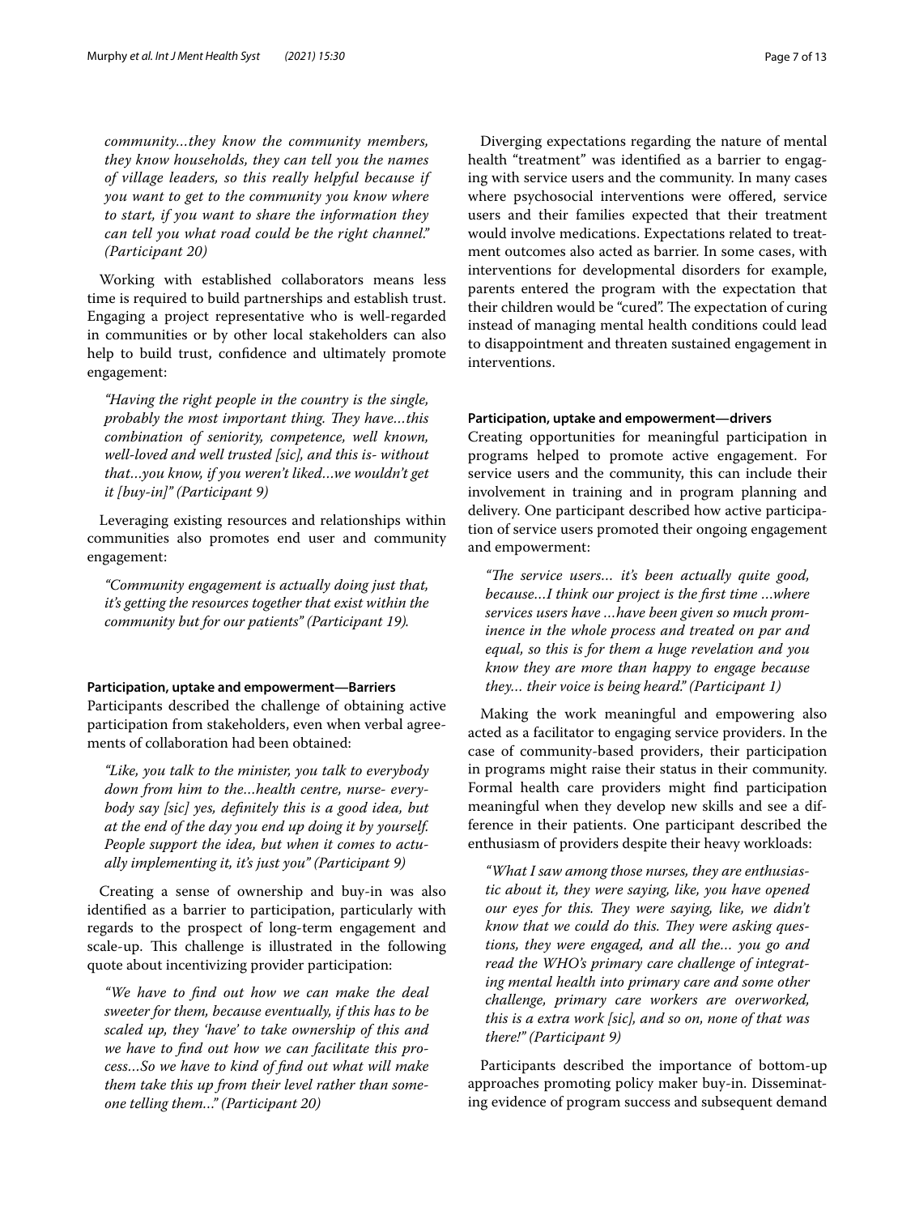*community…they know the community members, they know households, they can tell you the names of village leaders, so this really helpful because if you want to get to the community you know where to start, if you want to share the information they can tell you what road could be the right channel." (Participant 20)*

Working with established collaborators means less time is required to build partnerships and establish trust. Engaging a project representative who is well-regarded in communities or by other local stakeholders can also help to build trust, confidence and ultimately promote engagement:

*"Having the right people in the country is the single, probably the most important thing. They have…this combination of seniority, competence, well known, well-loved and well trusted [sic], and this is- without that…you know, if you weren't liked…we wouldn't get it [buy-in]" (Participant 9)*

Leveraging existing resources and relationships within communities also promotes end user and community engagement:

*"Community engagement is actually doing just that, it's getting the resources together that exist within the community but for our patients" (Participant 19).*

#### Participation, uptake and empowerment—Barriers

Participants described the challenge of obtaining active participation from stakeholders, even when verbal agreements of collaboration had been obtained:

*"Like, you talk to the minister, you talk to everybody down from him to the…health centre, nurse- everybody say [sic] yes, definitely this is a good idea, but at the end of the day you end up doing it by yourself. People support the idea, but when it comes to actually implementing it, it's just you" (Participant 9)*

Creating a sense of ownership and buy-in was also identified as a barrier to participation, particularly with regards to the prospect of long-term engagement and scale-up. This challenge is illustrated in the following quote about incentivizing provider participation:

*"We have to find out how we can make the deal sweeter for them, because eventually, if this has to be scaled up, they 'have' to take ownership of this and we have to find out how we can facilitate this process…So we have to kind of find out what will make them take this up from their level rather than someone telling them…" (Participant 20)*

Diverging expectations regarding the nature of mental health "treatment" was identified as a barrier to engaging with service users and the community. In many cases where psychosocial interventions were offered, service users and their families expected that their treatment would involve medications. Expectations related to treatment outcomes also acted as barrier. In some cases, with interventions for developmental disorders for example, parents entered the program with the expectation that their children would be "cured". The expectation of curing instead of managing mental health conditions could lead to disappointment and threaten sustained engagement in interventions.

#### Participation, uptake and empowerment—drivers

Creating opportunities for meaningful participation in programs helped to promote active engagement. For service users and the community, this can include their involvement in training and in program planning and delivery. One participant described how active participation of service users promoted their ongoing engagement and empowerment:

*"The service users… it's been actually quite good, because…I think our project is the first time …where services users have …have been given so much prominence in the whole process and treated on par and equal, so this is for them a huge revelation and you know they are more than happy to engage because they… their voice is being heard." (Participant 1)*

Making the work meaningful and empowering also acted as a facilitator to engaging service providers. In the case of community-based providers, their participation in programs might raise their status in their community. Formal health care providers might find participation meaningful when they develop new skills and see a difference in their patients. One participant described the enthusiasm of providers despite their heavy workloads:

*"What I saw among those nurses, they are enthusiastic about it, they were saying, like, you have opened our eyes for this. They were saying, like, we didn't know that we could do this. They were asking questions, they were engaged, and all the… you go and read the WHO's primary care challenge of integrating mental health into primary care and some other challenge, primary care workers are overworked, this is a extra work [sic], and so on, none of that was there!" (Participant 9)*

Participants described the importance of bottom-up approaches promoting policy maker buy-in. Disseminating evidence of program success and subsequent demand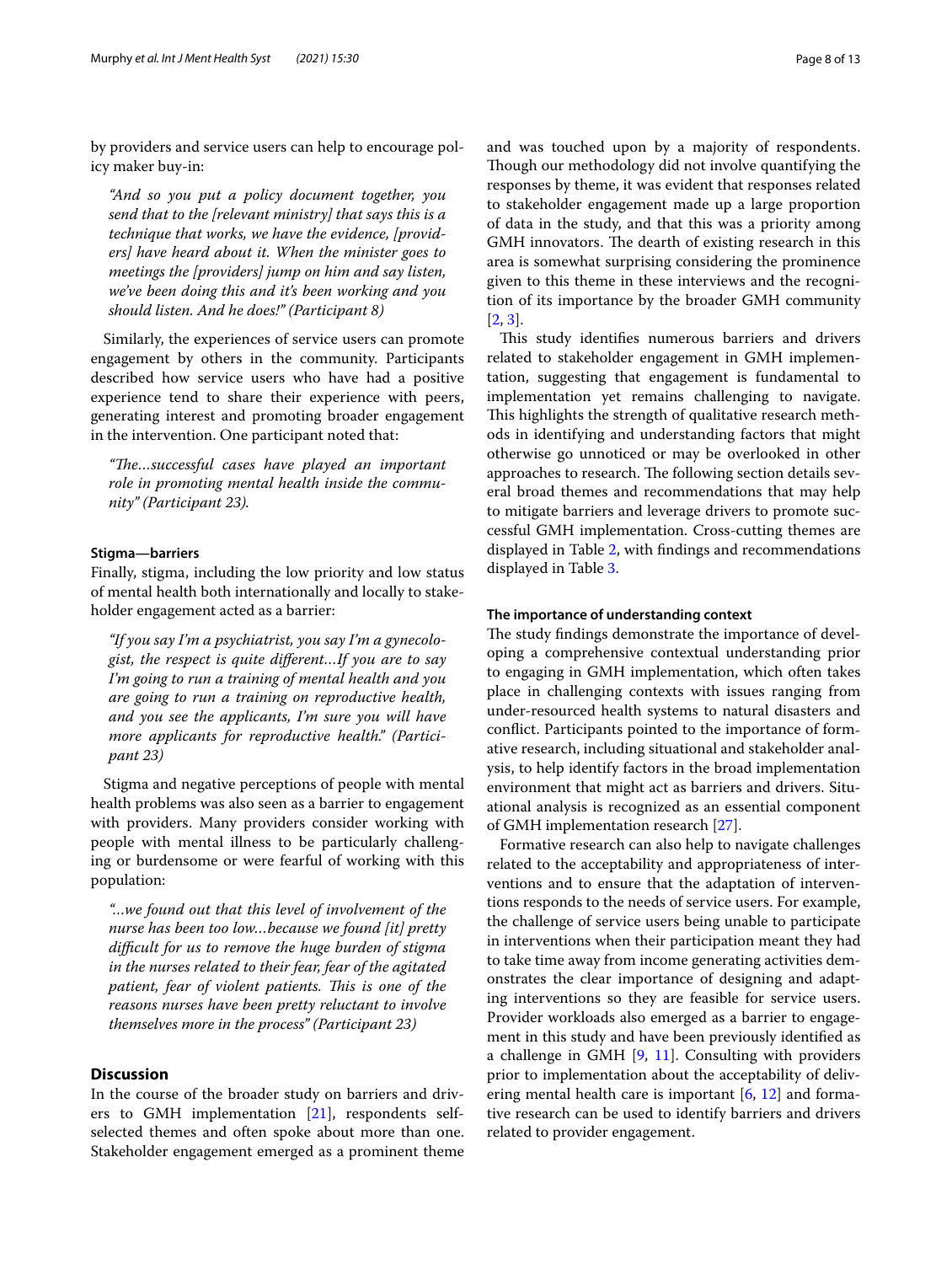by providers and service users can help to encourage policy maker buy-in:

> *"And so you put a policy document together, you send that to the [relevant ministry] that says this is a technique that works, we have the evidence, [providers] have heard about it. When the minister goes to meetings the [providers] jump on him and say listen, we've been doing this and it's been working and you should listen. And he does!" (Participant 8)*

Similarly, the experiences of service users can promote engagement by others in the community. Participants described how service users who have had a positive experience tend to share their experience with peers, generating interest and promoting broader engagement in the intervention. One participant noted that:

> *"The…successful cases have played an important role in promoting mental health inside the community" (Participant 23).*

#### Stigma—barriers

Finally, stigma, including the low priority and low status of mental health both internationally and locally to stakeholder engagement acted as a barrier:

> *"If you say I'm a psychiatrist, you say I'm a gynecologist, the respect is quite different…If you are to say I'm going to run a training of mental health and you are going to run a training on reproductive health, and you see the applicants, I'm sure you will have more applicants for reproductive health." (Participant 23)*

Stigma and negative perceptions of people with mental health problems was also seen as a barrier to engagement with providers. Many providers consider working with people with mental illness to be particularly challenging or burdensome or were fearful of working with this population:

> *"…we found out that this level of involvement of the nurse has been too low…because we found [it] pretty difficult for us to remove the huge burden of stigma in the nurses related to their fear, fear of the agitated patient, fear of violent patients. This is one of the reasons nurses have been pretty reluctant to involve themselves more in the process" (Participant 23)*

## Discussion

In the course of the broader study on barriers and drivers to GMH implementation [21], respondents self-selected themes and often spoke about more than one. Stakeholder engagement emerged as a prominent theme and was touched upon by a majority of respondents. Though our methodology did not involve quantifying the responses by theme, it was evident that responses related to stakeholder engagement made up a large proportion of data in the study, and that this was a priority among GMH innovators. The dearth of existing research in this area is somewhat surprising considering the prominence given to this theme in these interviews and the recognition of its importance by the broader GMH community [2, 3].

This study identifies numerous barriers and drivers related to stakeholder engagement in GMH implementation, suggesting that engagement is fundamental to implementation yet remains challenging to navigate. This highlights the strength of qualitative research methods in identifying and understanding factors that might otherwise go unnoticed or may be overlooked in other approaches to research. The following section details several broad themes and recommendations that may help to mitigate barriers and leverage drivers to promote successful GMH implementation. Cross-cutting themes are displayed in Table 2, with findings and recommendations displayed in Table 3.

#### The importance of understanding context

The study findings demonstrate the importance of developing a comprehensive contextual understanding prior to engaging in GMH implementation, which often takes place in challenging contexts with issues ranging from under-resourced health systems to natural disasters and conflict. Participants pointed to the importance of formative research, including situational and stakeholder analysis, to help identify factors in the broad implementation environment that might act as barriers and drivers. Situational analysis is recognized as an essential component of GMH implementation research [27].

Formative research can also help to navigate challenges related to the acceptability and appropriateness of interventions and to ensure that the adaptation of interventions responds to the needs of service users. For example, the challenge of service users being unable to participate in interventions when their participation meant they had to take time away from income generating activities demonstrates the clear importance of designing and adapting interventions so they are feasible for service users. Provider workloads also emerged as a barrier to engagement in this study and have been previously identified as a challenge in GMH [9, 11]. Consulting with providers prior to implementation about the acceptability of delivering mental health care is important [6, 12] and formative research can be used to identify barriers and drivers related to provider engagement.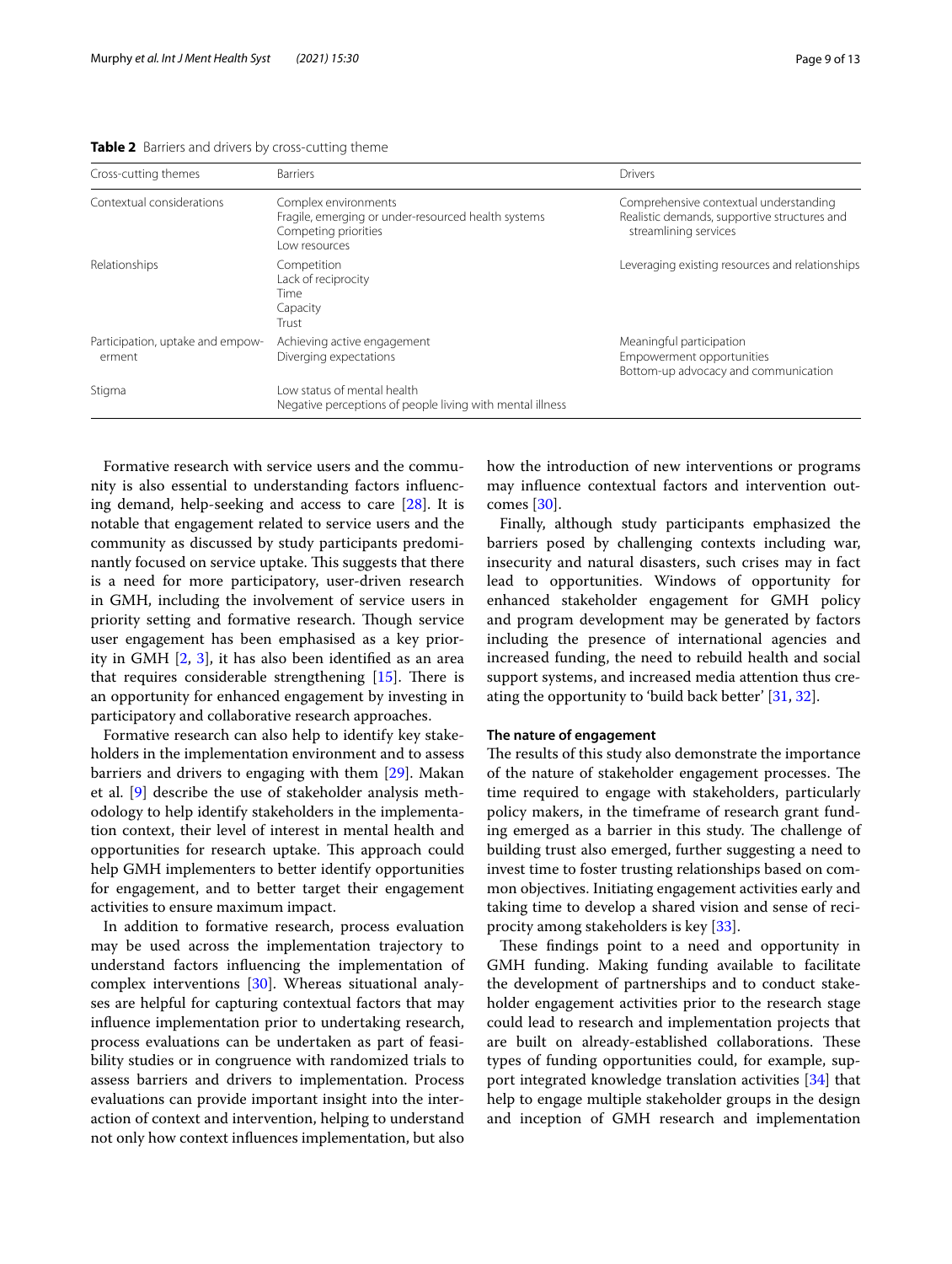**Table 2** Barriers and drivers by cross-cutting theme

| Cross-cutting themes | Barriers | Drivers |
|---|---|---|
| Contextual considerations | Complex environments<br>Fragile, emerging or under-resourced health systems<br>Competing priorities<br>Low resources | Comprehensive contextual understanding<br>Realistic demands, supportive structures and streamlining services |
| Relationships | Competition<br>Lack of reciprocity<br>Time<br>Capacity<br>Trust | Leveraging existing resources and relationships |
| Participation, uptake and empowerment | Achieving active engagement<br>Diverging expectations | Meaningful participation<br>Empowerment opportunities<br>Bottom-up advocacy and communication |
| Stigma | Low status of mental health<br>Negative perceptions of people living with mental illness | |

Formative research with service users and the community is also essential to understanding factors influencing demand, help-seeking and access to care [28]. It is notable that engagement related to service users and the community as discussed by study participants predominantly focused on service uptake. This suggests that there is a need for more participatory, user-driven research in GMH, including the involvement of service users in priority setting and formative research. Though service user engagement has been emphasised as a key priority in GMH [2, 3], it has also been identified as an area that requires considerable strengthening [15]. There is an opportunity for enhanced engagement by investing in participatory and collaborative research approaches.

Formative research can also help to identify key stakeholders in the implementation environment and to assess barriers and drivers to engaging with them [29]. Makan et al. [9] describe the use of stakeholder analysis methodology to help identify stakeholders in the implementation context, their level of interest in mental health and opportunities for research uptake. This approach could help GMH implementers to better identify opportunities for engagement, and to better target their engagement activities to ensure maximum impact.

In addition to formative research, process evaluation may be used across the implementation trajectory to understand factors influencing the implementation of complex interventions [30]. Whereas situational analyses are helpful for capturing contextual factors that may influence implementation prior to undertaking research, process evaluations can be undertaken as part of feasibility studies or in congruence with randomized trials to assess barriers and drivers to implementation. Process evaluations can provide important insight into the interaction of context and intervention, helping to understand not only how context influences implementation, but also how the introduction of new interventions or programs may influence contextual factors and intervention outcomes [30].

Finally, although study participants emphasized the barriers posed by challenging contexts including war, insecurity and natural disasters, such crises may in fact lead to opportunities. Windows of opportunity for enhanced stakeholder engagement for GMH policy and program development may be generated by factors including the presence of international agencies and increased funding, the need to rebuild health and social support systems, and increased media attention thus creating the opportunity to 'build back better' [31, 32].

#### The nature of engagement

The results of this study also demonstrate the importance of the nature of stakeholder engagement processes. The time required to engage with stakeholders, particularly policy makers, in the timeframe of research grant funding emerged as a barrier in this study. The challenge of building trust also emerged, further suggesting a need to invest time to foster trusting relationships based on common objectives. Initiating engagement activities early and taking time to develop a shared vision and sense of reciprocity among stakeholders is key [33].

These findings point to a need and opportunity in GMH funding. Making funding available to facilitate the development of partnerships and to conduct stakeholder engagement activities prior to the research stage could lead to research and implementation projects that are built on already-established collaborations. These types of funding opportunities could, for example, support integrated knowledge translation activities [34] that help to engage multiple stakeholder groups in the design and inception of GMH research and implementation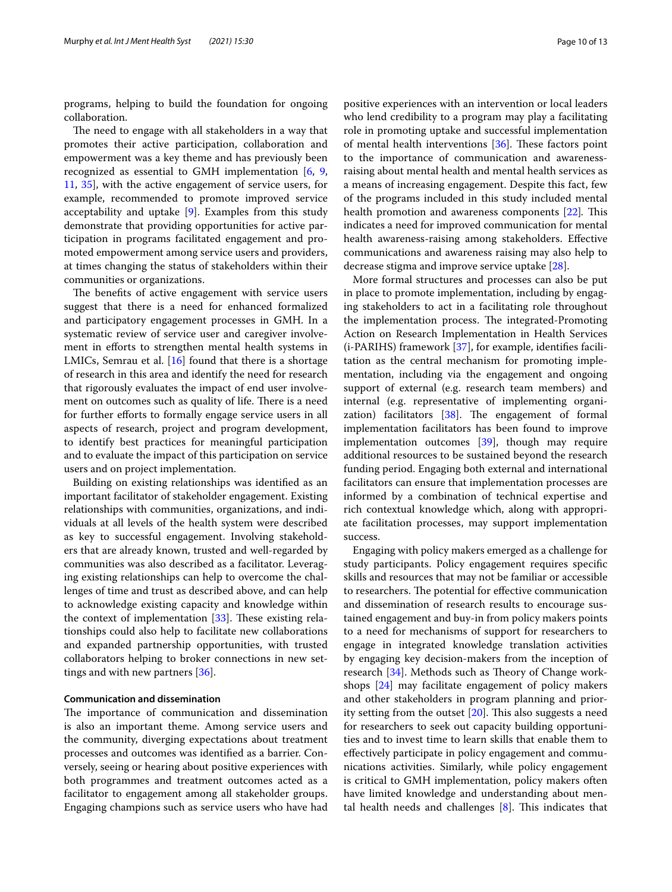programs, helping to build the foundation for ongoing collaboration.

The need to engage with all stakeholders in a way that promotes their active participation, collaboration and empowerment was a key theme and has previously been recognized as essential to GMH implementation [6, 9, 11, 35], with the active engagement of service users, for example, recommended to promote improved service acceptability and uptake [9]. Examples from this study demonstrate that providing opportunities for active participation in programs facilitated engagement and promoted empowerment among service users and providers, at times changing the status of stakeholders within their communities or organizations.

The benefits of active engagement with service users suggest that there is a need for enhanced formalized and participatory engagement processes in GMH. In a systematic review of service user and caregiver involvement in efforts to strengthen mental health systems in LMICs, Semrau et al. [16] found that there is a shortage of research in this area and identify the need for research that rigorously evaluates the impact of end user involvement on outcomes such as quality of life. There is a need for further efforts to formally engage service users in all aspects of research, project and program development, to identify best practices for meaningful participation and to evaluate the impact of this participation on service users and on project implementation.

Building on existing relationships was identified as an important facilitator of stakeholder engagement. Existing relationships with communities, organizations, and individuals at all levels of the health system were described as key to successful engagement. Involving stakeholders that are already known, trusted and well-regarded by communities was also described as a facilitator. Leveraging existing relationships can help to overcome the challenges of time and trust as described above, and can help to acknowledge existing capacity and knowledge within the context of implementation [33]. These existing relationships could also help to facilitate new collaborations and expanded partnership opportunities, with trusted collaborators helping to broker connections in new settings and with new partners [36].

#### Communication and dissemination

The importance of communication and dissemination is also an important theme. Among service users and the community, diverging expectations about treatment processes and outcomes was identified as a barrier. Conversely, seeing or hearing about positive experiences with both programmes and treatment outcomes acted as a facilitator to engagement among all stakeholder groups. Engaging champions such as service users who have had positive experiences with an intervention or local leaders who lend credibility to a program may play a facilitating role in promoting uptake and successful implementation of mental health interventions [36]. These factors point to the importance of communication and awareness-raising about mental health and mental health services as a means of increasing engagement. Despite this fact, few of the programs included in this study included mental health promotion and awareness components [22]. This indicates a need for improved communication for mental health awareness-raising among stakeholders. Effective communications and awareness raising may also help to decrease stigma and improve service uptake [28].

More formal structures and processes can also be put in place to promote implementation, including by engaging stakeholders to act in a facilitating role throughout the implementation process. The integrated-Promoting Action on Research Implementation in Health Services (i-PARIHS) framework [37], for example, identifies facilitation as the central mechanism for promoting implementation, including via the engagement and ongoing support of external (e.g. research team members) and internal (e.g. representative of implementing organization) facilitators [38]. The engagement of formal implementation facilitators has been found to improve implementation outcomes [39], though may require additional resources to be sustained beyond the research funding period. Engaging both external and international facilitators can ensure that implementation processes are informed by a combination of technical expertise and rich contextual knowledge which, along with appropriate facilitation processes, may support implementation success.

Engaging with policy makers emerged as a challenge for study participants. Policy engagement requires specific skills and resources that may not be familiar or accessible to researchers. The potential for effective communication and dissemination of research results to encourage sustained engagement and buy-in from policy makers points to a need for mechanisms of support for researchers to engage in integrated knowledge translation activities by engaging key decision-makers from the inception of research [34]. Methods such as Theory of Change workshops [24] may facilitate engagement of policy makers and other stakeholders in program planning and priority setting from the outset [20]. This also suggests a need for researchers to seek out capacity building opportunities and to invest time to learn skills that enable them to effectively participate in policy engagement and communications activities. Similarly, while policy engagement is critical to GMH implementation, policy makers often have limited knowledge and understanding about mental health needs and challenges [8]. This indicates that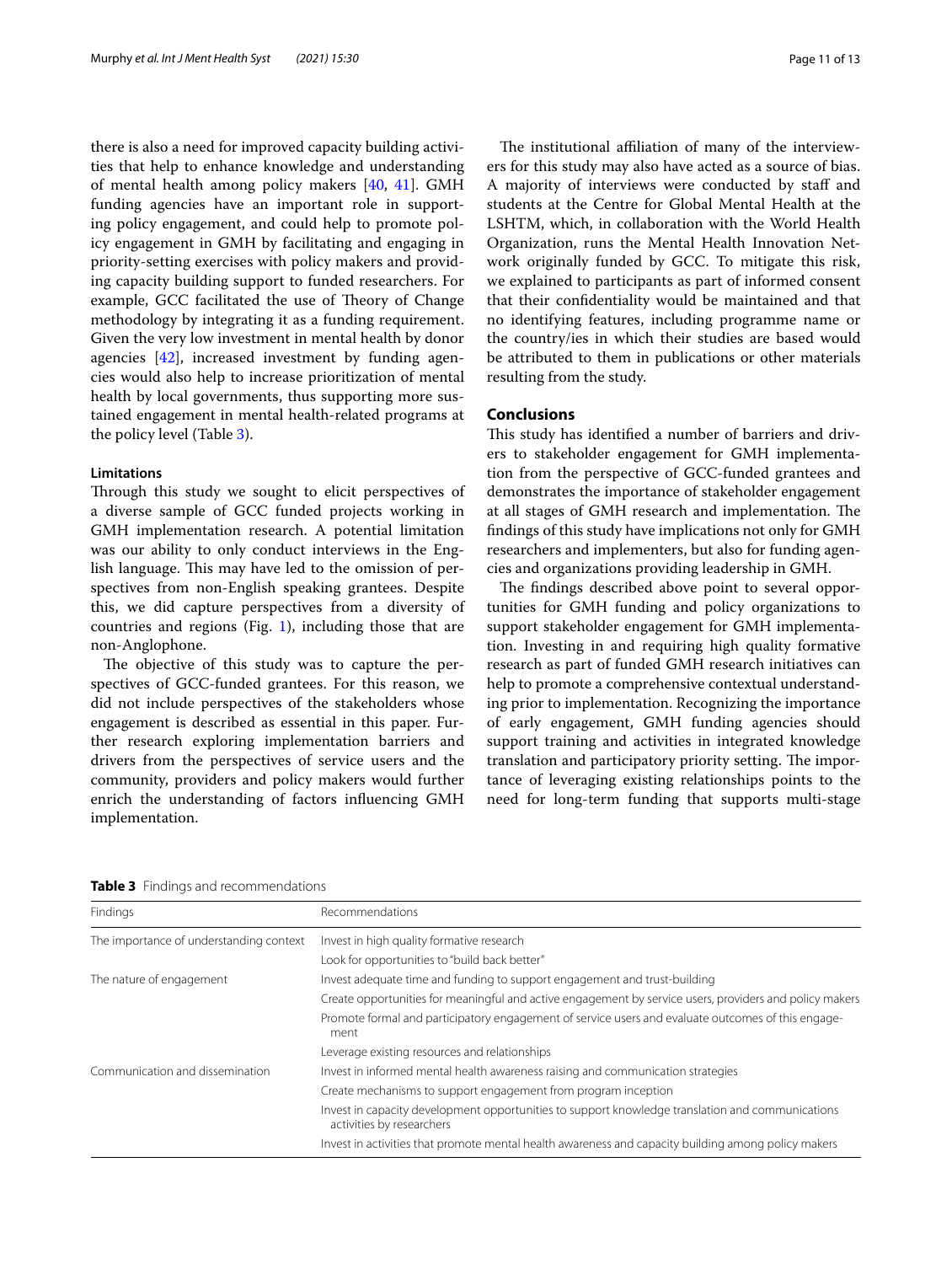there is also a need for improved capacity building activities that help to enhance knowledge and understanding of mental health among policy makers [40, 41]. GMH funding agencies have an important role in supporting policy engagement, and could help to promote policy engagement in GMH by facilitating and engaging in priority-setting exercises with policy makers and providing capacity building support to funded researchers. For example, GCC facilitated the use of Theory of Change methodology by integrating it as a funding requirement. Given the very low investment in mental health by donor agencies [42], increased investment by funding agencies would also help to increase prioritization of mental health by local governments, thus supporting more sustained engagement in mental health-related programs at the policy level (Table 3).

### Limitations

Through this study we sought to elicit perspectives of a diverse sample of GCC funded projects working in GMH implementation research. A potential limitation was our ability to only conduct interviews in the English language. This may have led to the omission of perspectives from non-English speaking grantees. Despite this, we did capture perspectives from a diversity of countries and regions (Fig. 1), including those that are non-Anglophone.

The objective of this study was to capture the perspectives of GCC-funded grantees. For this reason, we did not include perspectives of the stakeholders whose engagement is described as essential in this paper. Further research exploring implementation barriers and drivers from the perspectives of service users and the community, providers and policy makers would further enrich the understanding of factors influencing GMH implementation.

The institutional affiliation of many of the interviewers for this study may also have acted as a source of bias. A majority of interviews were conducted by staff and students at the Centre for Global Mental Health at the LSHTM, which, in collaboration with the World Health Organization, runs the Mental Health Innovation Network originally funded by GCC. To mitigate this risk, we explained to participants as part of informed consent that their confidentiality would be maintained and that no identifying features, including programme name or the country/ies in which their studies are based would be attributed to them in publications or other materials resulting from the study.

## Conclusions

This study has identified a number of barriers and drivers to stakeholder engagement for GMH implementation from the perspective of GCC-funded grantees and demonstrates the importance of stakeholder engagement at all stages of GMH research and implementation. The findings of this study have implications not only for GMH researchers and implementers, but also for funding agencies and organizations providing leadership in GMH.

The findings described above point to several opportunities for GMH funding and policy organizations to support stakeholder engagement for GMH implementation. Investing in and requiring high quality formative research as part of funded GMH research initiatives can help to promote a comprehensive contextual understanding prior to implementation. Recognizing the importance of early engagement, GMH funding agencies should support training and activities in integrated knowledge translation and participatory priority setting. The importance of leveraging existing relationships points to the need for long-term funding that supports multi-stage

**Table 3** Findings and recommendations

| Findings | Recommendations |
|---|---|
| The importance of understanding context | Invest in high quality formative research |
| | Look for opportunities to "build back better" |
| The nature of engagement | Invest adequate time and funding to support engagement and trust-building |
| | Create opportunities for meaningful and active engagement by service users, providers and policy makers |
| | Promote formal and participatory engagement of service users and evaluate outcomes of this engagement |
| | Leverage existing resources and relationships |
| Communication and dissemination | Invest in informed mental health awareness raising and communication strategies |
| | Create mechanisms to support engagement from program inception |
| | Invest in capacity development opportunities to support knowledge translation and communications activities by researchers |
| | Invest in activities that promote mental health awareness and capacity building among policy makers |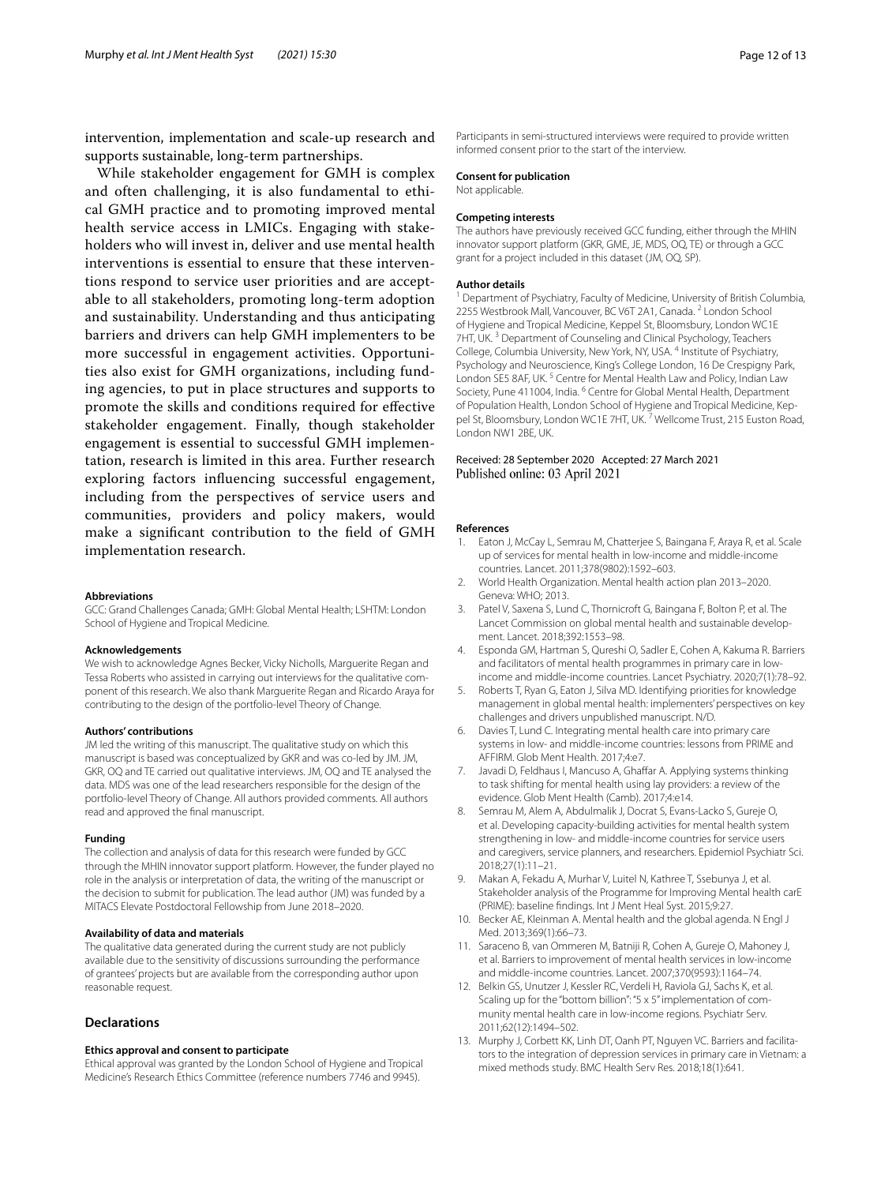intervention, implementation and scale-up research and supports sustainable, long-term partnerships.

While stakeholder engagement for GMH is complex and often challenging, it is also fundamental to ethical GMH practice and to promoting improved mental health service access in LMICs. Engaging with stakeholders who will invest in, deliver and use mental health interventions is essential to ensure that these interventions respond to service user priorities and are acceptable to all stakeholders, promoting long-term adoption and sustainability. Understanding and thus anticipating barriers and drivers can help GMH implementers to be more successful in engagement activities. Opportunities also exist for GMH organizations, including funding agencies, to put in place structures and supports to promote the skills and conditions required for effective stakeholder engagement. Finally, though stakeholder engagement is essential to successful GMH implementation, research is limited in this area. Further research exploring factors influencing successful engagement, including from the perspectives of service users and communities, providers and policy makers, would make a significant contribution to the field of GMH implementation research.

#### Abbreviations

GCC: Grand Challenges Canada; GMH: Global Mental Health; LSHTM: London School of Hygiene and Tropical Medicine.

#### Acknowledgements

We wish to acknowledge Agnes Becker, Vicky Nicholls, Marguerite Regan and Tessa Roberts who assisted in carrying out interviews for the qualitative component of this research. We also thank Marguerite Regan and Ricardo Araya for contributing to the design of the portfolio-level Theory of Change.

#### Authors' contributions

JM led the writing of this manuscript. The qualitative study on which this manuscript is based was conceptualized by GKR and was co-led by JM. JM, GKR, OQ and TE carried out qualitative interviews. JM, OQ and TE analysed the data. MDS was one of the lead researchers responsible for the design of the portfolio-level Theory of Change. All authors provided comments. All authors read and approved the final manuscript.

#### Funding

The collection and analysis of data for this research were funded by GCC through the MHIN innovator support platform. However, the funder played no role in the analysis or interpretation of data, the writing of the manuscript or the decision to submit for publication. The lead author (JM) was funded by a MITACS Elevate Postdoctoral Fellowship from June 2018–2020.

#### Availability of data and materials

The qualitative data generated during the current study are not publicly available due to the sensitivity of discussions surrounding the performance of grantees' projects but are available from the corresponding author upon reasonable request.

## Declarations

#### Ethics approval and consent to participate

Ethical approval was granted by the London School of Hygiene and Tropical Medicine's Research Ethics Committee (reference numbers 7746 and 9945). Participants in semi-structured interviews were required to provide written informed consent prior to the start of the interview.

#### Consent for publication

Not applicable.

#### Competing interests

The authors have previously received GCC funding, either through the MHIN innovator support platform (GKR, GME, JE, MDS, OQ, TE) or through a GCC grant for a project included in this dataset (JM, OQ, SP).

#### Author details

[1] Department of Psychiatry, Faculty of Medicine, University of British Columbia, 2255 Westbrook Mall, Vancouver, BC V6T 2A1, Canada. [2] London School of Hygiene and Tropical Medicine, Keppel St, Bloomsbury, London WC1E 7HT, UK. [3] Department of Counseling and Clinical Psychology, Teachers College, Columbia University, New York, NY, USA. [4] Institute of Psychiatry, Psychology and Neuroscience, King's College London, 16 De Crespigny Park, London SE5 8AF, UK. [5] Centre for Mental Health Law and Policy, Indian Law Society, Pune 411004, India. [6] Centre for Global Mental Health, Department of Population Health, London School of Hygiene and Tropical Medicine, Keppel St, Bloomsbury, London WC1E 7HT, UK. [7] Wellcome Trust, 215 Euston Road, London NW1 2BE, UK.

Received: 28 September 2020 Accepted: 27 March 2021
Published online: 03 April 2021

#### References

1. Eaton J, McCay L, Semrau M, Chatterjee S, Baingana F, Araya R, et al. Scale up of services for mental health in low-income and middle-income countries. Lancet. 2011;378(9802):1592–603.
2. World Health Organization. Mental health action plan 2013–2020. Geneva: WHO; 2013.
3. Patel V, Saxena S, Lund C, Thornicroft G, Baingana F, Bolton P, et al. The Lancet Commission on global mental health and sustainable development. Lancet. 2018;392:1553–98.
4. Esponda GM, Hartman S, Qureshi O, Sadler E, Cohen A, Kakuma R. Barriers and facilitators of mental health programmes in primary care in low-income and middle-income countries. Lancet Psychiatry. 2020;7(1):78–92.
5. Roberts T, Ryan G, Eaton J, Silva MD. Identifying priorities for knowledge management in global mental health: implementers' perspectives on key challenges and drivers unpublished manuscript. N/D.
6. Davies T, Lund C. Integrating mental health care into primary care systems in low- and middle-income countries: lessons from PRIME and AFFIRM. Glob Ment Health. 2017;4:e7.
7. Javadi D, Feldhaus I, Mancuso A, Ghaffar A. Applying systems thinking to task shifting for mental health using lay providers: a review of the evidence. Glob Ment Health (Camb). 2017;4:e14.
8. Semrau M, Alem A, Abdulmalik J, Docrat S, Evans-Lacko S, Gureje O, et al. Developing capacity-building activities for mental health system strengthening in low- and middle-income countries for service users and caregivers, service planners, and researchers. Epidemiol Psychiatr Sci. 2018;27(1):11–21.
9. Makan A, Fekadu A, Murhar V, Luitel N, Kathree T, Ssebunya J, et al. Stakeholder analysis of the Programme for Improving Mental health carE (PRIME): baseline findings. Int J Ment Heal Syst. 2015;9:27.
10. Becker AE, Kleinman A. Mental health and the global agenda. N Engl J Med. 2013;369(1):66–73.
11. Saraceno B, van Ommeren M, Batniji R, Cohen A, Gureje O, Mahoney J, et al. Barriers to improvement of mental health services in low-income and middle-income countries. Lancet. 2007;370(9593):1164–74.
12. Belkin GS, Unutzer J, Kessler RC, Verdeli H, Raviola GJ, Sachs K, et al. Scaling up for the "bottom billion": "5 x 5" implementation of community mental health care in low-income regions. Psychiatr Serv. 2011;62(12):1494–502.
13. Murphy J, Corbett KK, Linh DT, Oanh PT, Nguyen VC. Barriers and facilitators to the integration of depression services in primary care in Vietnam: a mixed methods study. BMC Health Serv Res. 2018;18(1):641.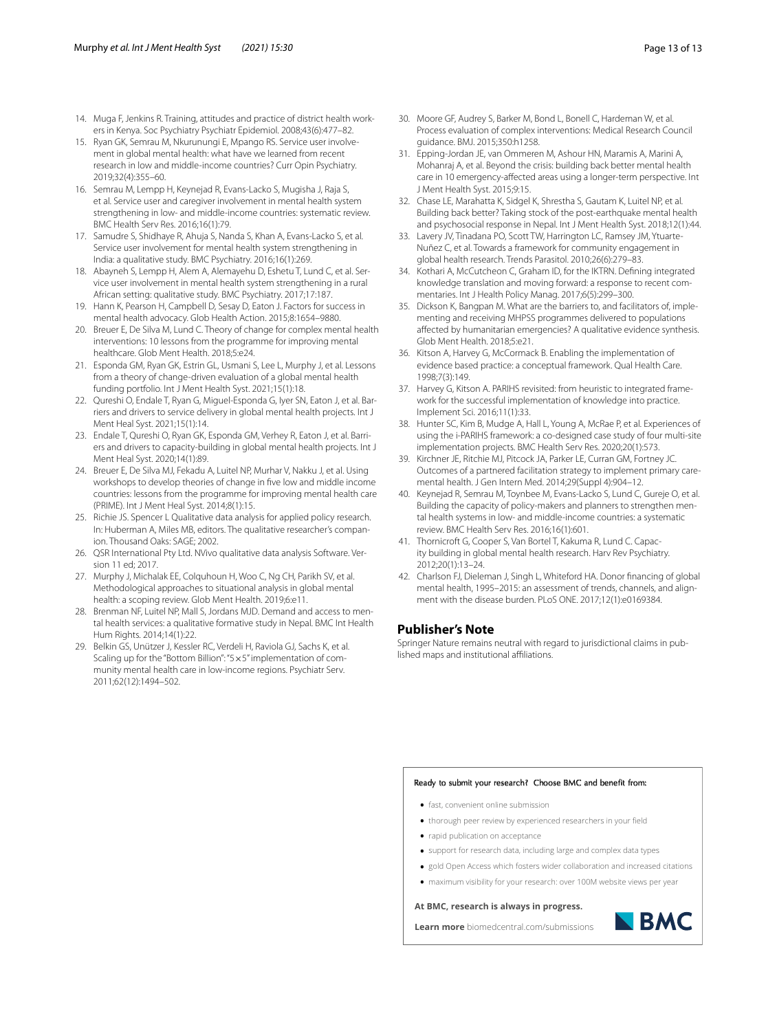14. Muga F, Jenkins R. Training, attitudes and practice of district health workers in Kenya. Soc Psychiatry Psychiatr Epidemiol. 2008;43(6):477–82.
15. Ryan GK, Semrau M, Nkurunungi E, Mpango RS. Service user involvement in global mental health: what have we learned from recent research in low and middle-income countries? Curr Opin Psychiatry. 2019;32(4):355–60.
16. Semrau M, Lempp H, Keynejad R, Evans-Lacko S, Mugisha J, Raja S, et al. Service user and caregiver involvement in mental health system strengthening in low- and middle-income countries: systematic review. BMC Health Serv Res. 2016;16(1):79.
17. Samudre S, Shidhaye R, Ahuja S, Nanda S, Khan A, Evans-Lacko S, et al. Service user involvement for mental health system strengthening in India: a qualitative study. BMC Psychiatry. 2016;16(1):269.
18. Abayneh S, Lempp H, Alem A, Alemayehu D, Eshetu T, Lund C, et al. Service user involvement in mental health system strengthening in a rural African setting: qualitative study. BMC Psychiatry. 2017;17:187.
19. Hann K, Pearson H, Campbell D, Sesay D, Eaton J. Factors for success in mental health advocacy. Glob Health Action. 2015;8:1654–9880.
20. Breuer E, De Silva M, Lund C. Theory of change for complex mental health interventions: 10 lessons from the programme for improving mental healthcare. Glob Ment Health. 2018;5:e24.
21. Esponda GM, Ryan GK, Estrin GL, Usmani S, Lee L, Murphy J, et al. Lessons from a theory of change-driven evaluation of a global mental health funding portfolio. Int J Ment Health Syst. 2021;15(1):18.
22. Qureshi O, Endale T, Ryan G, Miguel-Esponda G, Iyer SN, Eaton J, et al. Barriers and drivers to service delivery in global mental health projects. Int J Ment Heal Syst. 2021;15(1):14.
23. Endale T, Qureshi O, Ryan GK, Esponda GM, Verhey R, Eaton J, et al. Barriers and drivers to capacity-building in global mental health projects. Int J Ment Heal Syst. 2020;14(1):89.
24. Breuer E, De Silva MJ, Fekadu A, Luitel NP, Murhar V, Nakku J, et al. Using workshops to develop theories of change in five low and middle income countries: lessons from the programme for improving mental health care (PRIME). Int J Ment Heal Syst. 2014;8(1):15.
25. Richie JS. Spencer L Qualitative data analysis for applied policy research. In: Huberman A, Miles MB, editors. The qualitative researcher's companion. Thousand Oaks: SAGE; 2002.
26. QSR International Pty Ltd. NVivo qualitative data analysis Software. Version 11 ed; 2017.
27. Murphy J, Michalak EE, Colquhoun H, Woo C, Ng CH, Parikh SV, et al. Methodological approaches to situational analysis in global mental health: a scoping review. Glob Ment Health. 2019;6:e11.
28. Brenman NF, Luitel NP, Mall S, Jordans MJD. Demand and access to mental health services: a qualitative formative study in Nepal. BMC Int Health Hum Rights. 2014;14(1):22.
29. Belkin GS, Unützer J, Kessler RC, Verdeli H, Raviola GJ, Sachs K, et al. Scaling up for the "Bottom Billion": "5×5" implementation of community mental health care in low-income regions. Psychiatr Serv. 2011;62(12):1494–502.
30. Moore GF, Audrey S, Barker M, Bond L, Bonell C, Hardeman W, et al. Process evaluation of complex interventions: Medical Research Council guidance. BMJ. 2015;350:h1258.
31. Epping-Jordan JE, van Ommeren M, Ashour HN, Maramis A, Marini A, Mohanraj A, et al. Beyond the crisis: building back better mental health care in 10 emergency-affected areas using a longer-term perspective. Int J Ment Health Syst. 2015;9:15.
32. Chase LE, Marahatta K, Sidgel K, Shrestha S, Gautam K, Luitel NP, et al. Building back better? Taking stock of the post-earthquake mental health and psychosocial response in Nepal. Int J Ment Health Syst. 2018;12(1):44.
33. Lavery JV, Tinadana PO, Scott TW, Harrington LC, Ramsey JM, Ytuarte-Nuñez C, et al. Towards a framework for community engagement in global health research. Trends Parasitol. 2010;26(6):279–83.
34. Kothari A, McCutcheon C, Graham ID, for the IKTRN. Defining integrated knowledge translation and moving forward: a response to recent commentaries. Int J Health Policy Manag. 2017;6(5):299–300.
35. Dickson K, Bangpan M. What are the barriers to, and facilitators of, implementing and receiving MHPSS programmes delivered to populations affected by humanitarian emergencies? A qualitative evidence synthesis. Glob Ment Health. 2018;5:e21.
36. Kitson A, Harvey G, McCormack B. Enabling the implementation of evidence based practice: a conceptual framework. Qual Health Care. 1998;7(3):149.
37. Harvey G, Kitson A. PARIHS revisited: from heuristic to integrated framework for the successful implementation of knowledge into practice. Implement Sci. 2016;11(1):33.
38. Hunter SC, Kim B, Mudge A, Hall L, Young A, McRae P, et al. Experiences of using the i-PARIHS framework: a co-designed case study of four multi-site implementation projects. BMC Health Serv Res. 2020;20(1):573.
39. Kirchner JE, Ritchie MJ, Pitcock JA, Parker LE, Curran GM, Fortney JC. Outcomes of a partnered facilitation strategy to implement primary care-mental health. J Gen Intern Med. 2014;29(Suppl 4):904–12.
40. Keynejad R, Semrau M, Toynbee M, Evans-Lacko S, Lund C, Gureje O, et al. Building the capacity of policy-makers and planners to strengthen mental health systems in low- and middle-income countries: a systematic review. BMC Health Serv Res. 2016;16(1):601.
41. Thornicroft G, Cooper S, Van Bortel T, Kakuma R, Lund C. Capacity building in global mental health research. Harv Rev Psychiatry. 2012;20(1):13–24.
42. Charlson FJ, Dieleman J, Singh L, Whiteford HA. Donor financing of global mental health, 1995–2015: an assessment of trends, channels, and alignment with the disease burden. PLoS ONE. 2017;12(1):e0169384.

## Publisher's Note

Springer Nature remains neutral with regard to jurisdictional claims in published maps and institutional affiliations.

Ready to submit your research? Choose BMC and benefit from:

- fast, convenient online submission
- thorough peer review by experienced researchers in your field
- rapid publication on acceptance
- support for research data, including large and complex data types
- gold Open Access which fosters wider collaboration and increased citations
- maximum visibility for your research: over 100M website views per year

**At BMC, research is always in progress.**

**Learn more** biomedcentral.com/submissions

BMC